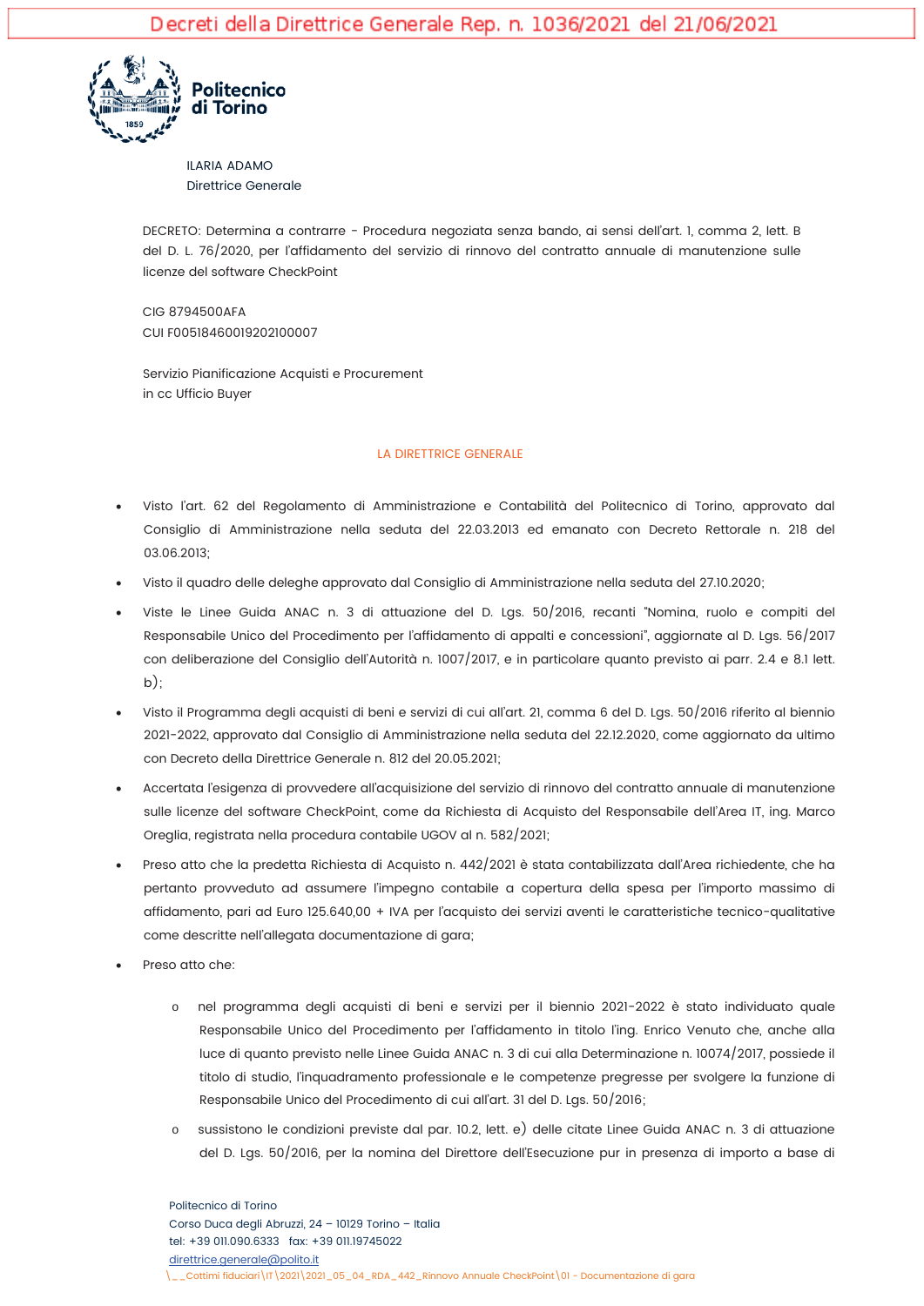Decreti della Direttrice Generale Rep. n. 1036/2021 del 21/06/2021

Politecnico di Torino

ILARIA ADAMO
Direttrice Generale

DECRETO: Determina a contrarre - Procedura negoziata senza bando, ai sensi dell'art. 1, comma 2, lett. B del D. L. 76/2020, per l'affidamento del servizio di rinnovo del contratto annuale di manutenzione sulle licenze del software CheckPoint

CIG 8794500AFA
CUI F00518460019202100007

Servizio Pianificazione Acquisti e Procurement
in cc Ufficio Buyer

LA DIRETTRICE GENERALE

- Visto l'art. 62 del Regolamento di Amministrazione e Contabilità del Politecnico di Torino, approvato dal Consiglio di Amministrazione nella seduta del 22.03.2013 ed emanato con Decreto Rettorale n. 218 del 03.06.2013;
- Visto il quadro delle deleghe approvato dal Consiglio di Amministrazione nella seduta del 27.10.2020;
- Viste le Linee Guida ANAC n. 3 di attuazione del D. Lgs. 50/2016, recanti "Nomina, ruolo e compiti del Responsabile Unico del Procedimento per l'affidamento di appalti e concessioni", aggiornate al D. Lgs. 56/2017 con deliberazione del Consiglio dell'Autorità n. 1007/2017, e in particolare quanto previsto ai parr. 2.4 e 8.1 lett. b);
- Visto il Programma degli acquisti di beni e servizi di cui all'art. 21, comma 6 del D. Lgs. 50/2016 riferito al biennio 2021-2022, approvato dal Consiglio di Amministrazione nella seduta del 22.12.2020, come aggiornato da ultimo con Decreto della Direttrice Generale n. 812 del 20.05.2021;
- Accertata l'esigenza di provvedere all'acquisizione del servizio di rinnovo del contratto annuale di manutenzione sulle licenze del software CheckPoint, come da Richiesta di Acquisto del Responsabile dell'Area IT, ing. Marco Oreglia, registrata nella procedura contabile UGOV al n. 582/2021;
- Preso atto che la predetta Richiesta di Acquisto n. 442/2021 è stata contabilizzata dall'Area richiedente, che ha pertanto provveduto ad assumere l'impegno contabile a copertura della spesa per l'importo massimo di affidamento, pari ad Euro 125.640,00 + IVA per l'acquisto dei servizi aventi le caratteristiche tecnico-qualitative come descritte nell'allegata documentazione di gara;
- Preso atto che:
  - nel programma degli acquisti di beni e servizi per il biennio 2021-2022 è stato individuato quale Responsabile Unico del Procedimento per l'affidamento in titolo l'ing. Enrico Venuto che, anche alla luce di quanto previsto nelle Linee Guida ANAC n. 3 di cui alla Determinazione n. 10074/2017, possiede il titolo di studio, l'inquadramento professionale e le competenze pregresse per svolgere la funzione di Responsabile Unico del Procedimento di cui all'art. 31 del D. Lgs. 50/2016;
  - sussistono le condizioni previste dal par. 10.2, lett. e) delle citate Linee Guida ANAC n. 3 di attuazione del D. Lgs. 50/2016, per la nomina del Direttore dell'Esecuzione pur in presenza di importo a base di

Politecnico di Torino
Corso Duca degli Abruzzi, 24 – 10129 Torino – Italia
tel: +39 011.090.6333 fax: +39 011.19745022
direttrice.generale@polito.it
\_\_Cottimi fiduciari\IT\2021\2021_05_04_RDA_442_Rinnovo Annuale CheckPoint\01 - Documentazione di gara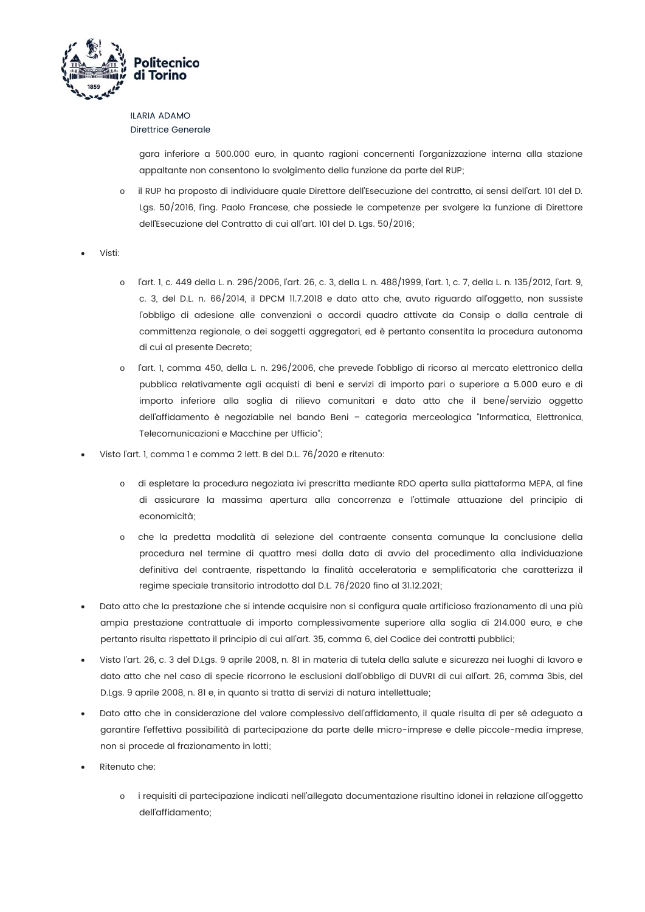gara inferiore a 500.000 euro, in quanto ragioni concernenti l'organizzazione interna alla stazione appaltante non consentono lo svolgimento della funzione da parte del RUP;

   - il RUP ha proposto di individuare quale Direttore dell'Esecuzione del contratto, ai sensi dell'art. 101 del D. Lgs. 50/2016, l'ing. Paolo Francese, che possiede le competenze per svolgere la funzione di Direttore dell'Esecuzione del Contratto di cui all'art. 101 del D. Lgs. 50/2016;

- Visti:
   - l'art. 1, c. 449 della L. n. 296/2006, l'art. 26, c. 3, della L. n. 488/1999, l'art. 1, c. 7, della L. n. 135/2012, l'art. 9, c. 3, del D.L. n. 66/2014, il DPCM 11.7.2018 e dato atto che, avuto riguardo all'oggetto, non sussiste l'obbligo di adesione alle convenzioni o accordi quadro attivate da Consip o dalla centrale di committenza regionale, o dei soggetti aggregatori, ed è pertanto consentita la procedura autonoma di cui al presente Decreto;
   - l'art. 1, comma 450, della L. n. 296/2006, che prevede l'obbligo di ricorso al mercato elettronico della pubblica relativamente agli acquisti di beni e servizi di importo pari o superiore a 5.000 euro e di importo inferiore alla soglia di rilievo comunitari e dato atto che il bene/servizio oggetto dell'affidamento è negoziabile nel bando Beni – categoria merceologica "Informatica, Elettronica, Telecomunicazioni e Macchine per Ufficio";
- Visto l'art. 1, comma 1 e comma 2 lett. B del D.L. 76/2020 e ritenuto:
   - di espletare la procedura negoziata ivi prescritta mediante RDO aperta sulla piattaforma MEPA, al fine di assicurare la massima apertura alla concorrenza e l'ottimale attuazione del principio di economicità;
   - che la predetta modalità di selezione del contraente consenta comunque la conclusione della procedura nel termine di quattro mesi dalla data di avvio del procedimento alla individuazione definitiva del contraente, rispettando la finalità acceleratoria e semplificatoria che caratterizza il regime speciale transitorio introdotto dal D.L. 76/2020 fino al 31.12.2021;
- Dato atto che la prestazione che si intende acquisire non si configura quale artificioso frazionamento di una più ampia prestazione contrattuale di importo complessivamente superiore alla soglia di 214.000 euro, e che pertanto risulta rispettato il principio di cui all'art. 35, comma 6, del Codice dei contratti pubblici;
- Visto l'art. 26, c. 3 del D.Lgs. 9 aprile 2008, n. 81 in materia di tutela della salute e sicurezza nei luoghi di lavoro e dato atto che nel caso di specie ricorrono le esclusioni dall'obbligo di DUVRI di cui all'art. 26, comma 3bis, del D.Lgs. 9 aprile 2008, n. 81 e, in quanto si tratta di servizi di natura intellettuale;
- Dato atto che in considerazione del valore complessivo dell'affidamento, il quale risulta di per sé adeguato a garantire l'effettiva possibilità di partecipazione da parte delle micro-imprese e delle piccole-media imprese, non si procede al frazionamento in lotti;
- Ritenuto che:
   - i requisiti di partecipazione indicati nell'allegata documentazione risultino idonei in relazione all'oggetto dell'affidamento;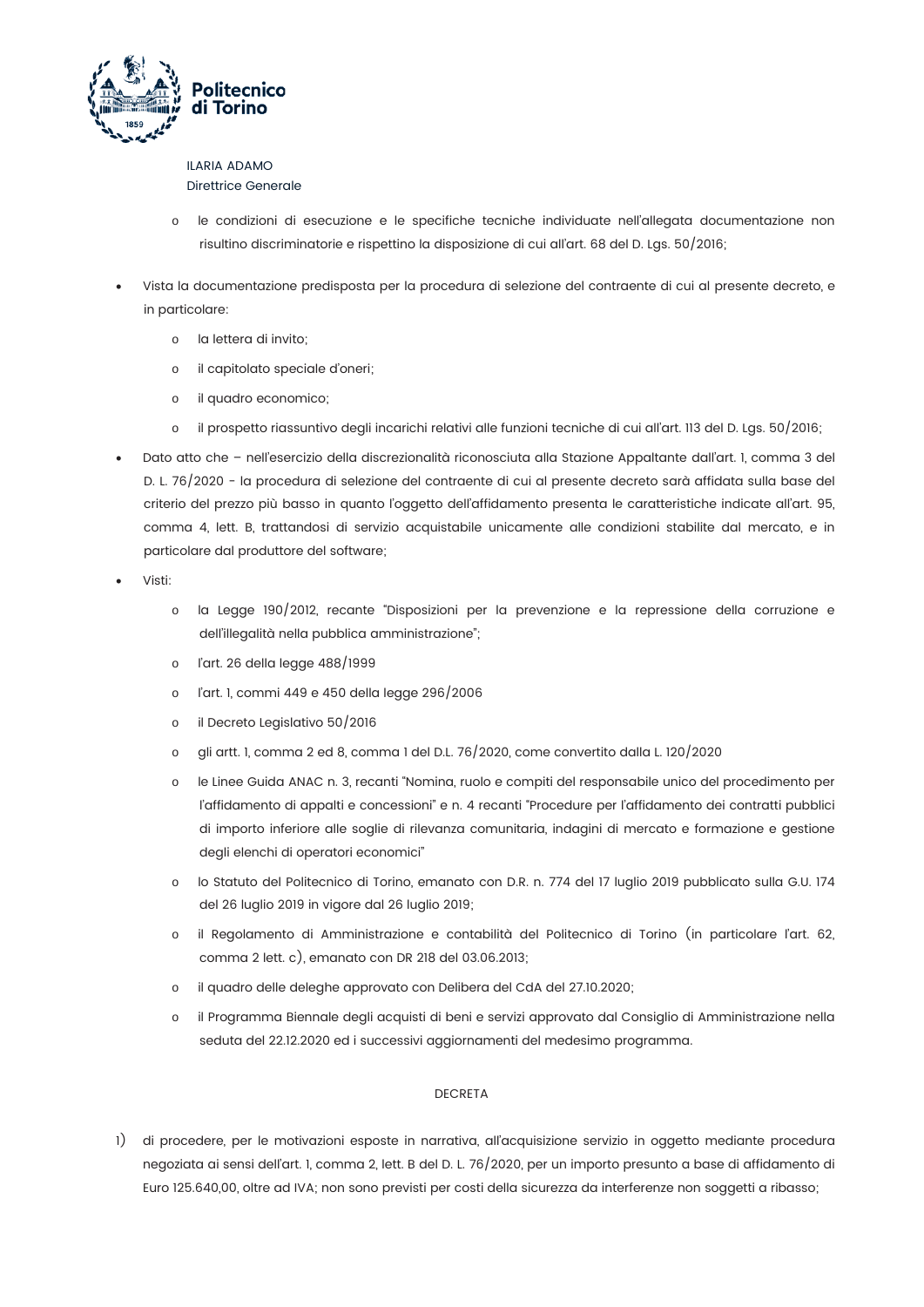ILARIA ADAMO
Direttrice Generale

    - le condizioni di esecuzione e le specifiche tecniche individuate nell'allegata documentazione non risultino discriminatorie e rispettino la disposizione di cui all'art. 68 del D. Lgs. 50/2016;

- Vista la documentazione predisposta per la procedura di selezione del contraente di cui al presente decreto, e in particolare:
    - la lettera di invito;
    - il capitolato speciale d'oneri;
    - il quadro economico;
    - il prospetto riassuntivo degli incarichi relativi alle funzioni tecniche di cui all'art. 113 del D. Lgs. 50/2016;
- Dato atto che – nell'esercizio della discrezionalità riconosciuta alla Stazione Appaltante dall'art. 1, comma 3 del D. L. 76/2020 - la procedura di selezione del contraente di cui al presente decreto sarà affidata sulla base del criterio del prezzo più basso in quanto l'oggetto dell'affidamento presenta le caratteristiche indicate all'art. 95, comma 4, lett. B, trattandosi di servizio acquistabile unicamente alle condizioni stabilite dal mercato, e in particolare dal produttore del software;
- Visti:
    - la Legge 190/2012, recante "Disposizioni per la prevenzione e la repressione della corruzione e dell'illegalità nella pubblica amministrazione";
    - l'art. 26 della legge 488/1999
    - l'art. 1, commi 449 e 450 della legge 296/2006
    - il Decreto Legislativo 50/2016
    - gli artt. 1, comma 2 ed 8, comma 1 del D.L. 76/2020, come convertito dalla L. 120/2020
    - le Linee Guida ANAC n. 3, recanti "Nomina, ruolo e compiti del responsabile unico del procedimento per l'affidamento di appalti e concessioni" e n. 4 recanti "Procedure per l'affidamento dei contratti pubblici di importo inferiore alle soglie di rilevanza comunitaria, indagini di mercato e formazione e gestione degli elenchi di operatori economici"
    - lo Statuto del Politecnico di Torino, emanato con D.R. n. 774 del 17 luglio 2019 pubblicato sulla G.U. 174 del 26 luglio 2019 in vigore dal 26 luglio 2019;
    - il Regolamento di Amministrazione e contabilità del Politecnico di Torino (in particolare l'art. 62, comma 2 lett. c), emanato con DR 218 del 03.06.2013;
    - il quadro delle deleghe approvato con Delibera del CdA del 27.10.2020;
    - il Programma Biennale degli acquisti di beni e servizi approvato dal Consiglio di Amministrazione nella seduta del 22.12.2020 ed i successivi aggiornamenti del medesimo programma.

DECRETA

1) di procedere, per le motivazioni esposte in narrativa, all'acquisizione servizio in oggetto mediante procedura negoziata ai sensi dell'art. 1, comma 2, lett. B del D. L. 76/2020, per un importo presunto a base di affidamento di Euro 125.640,00, oltre ad IVA; non sono previsti per costi della sicurezza da interferenze non soggetti a ribasso;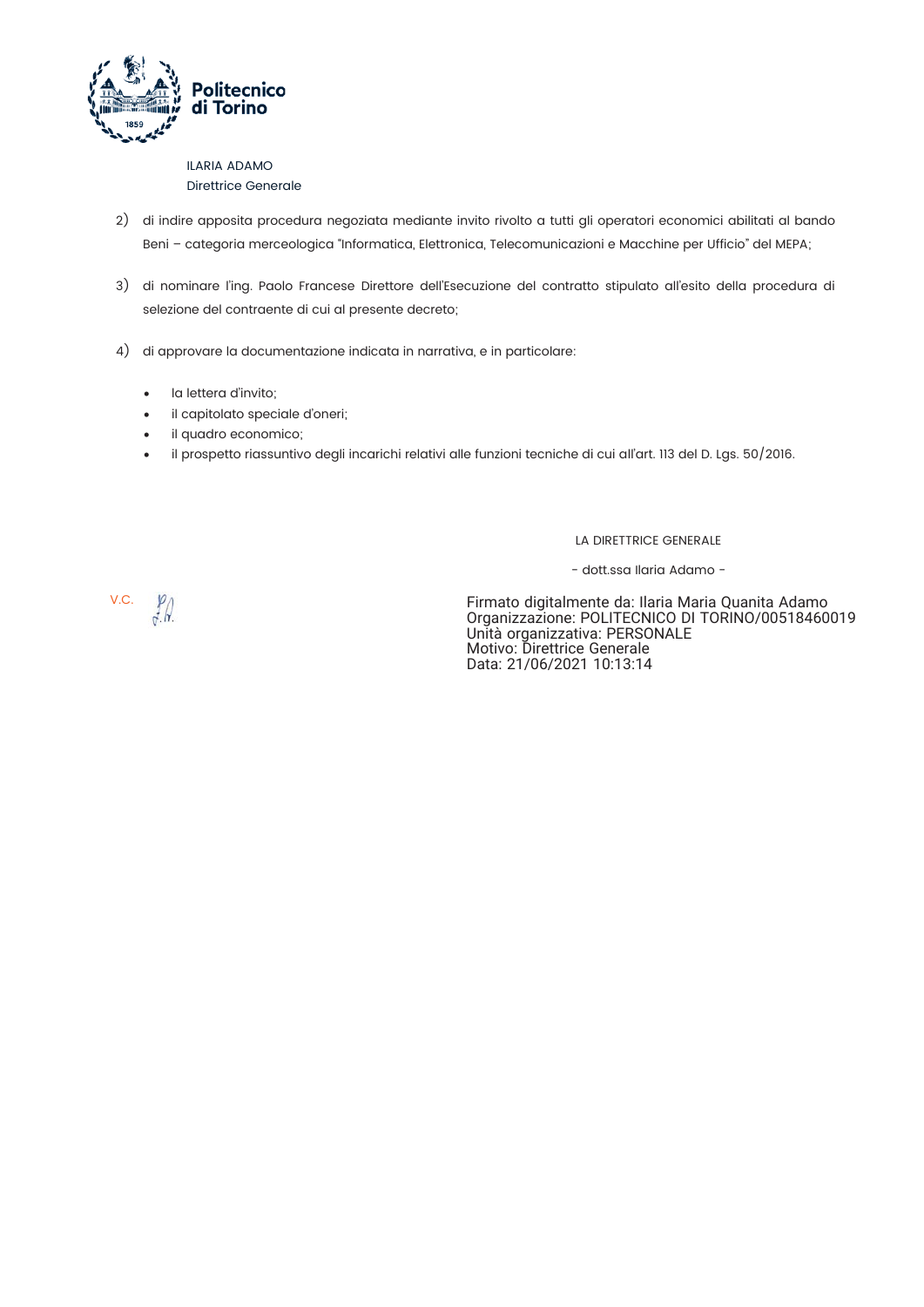ILARIA ADAMO
Direttrice Generale

2) di indire apposita procedura negoziata mediante invito rivolto a tutti gli operatori economici abilitati al bando Beni – categoria merceologica "Informatica, Elettronica, Telecomunicazioni e Macchine per Ufficio" del MEPA;

3) di nominare l'ing. Paolo Francese Direttore dell'Esecuzione del contratto stipulato all'esito della procedura di selezione del contraente di cui al presente decreto;

4) di approvare la documentazione indicata in narrativa, e in particolare:

- la lettera d'invito;
- il capitolato speciale d'oneri;
- il quadro economico;
- il prospetto riassuntivo degli incarichi relativi alle funzioni tecniche di cui all'art. 113 del D. Lgs. 50/2016.

LA DIRETTRICE GENERALE

- dott.ssa Ilaria Adamo -

V.C.

Firmato digitalmente da: Ilaria Maria Quanita Adamo
Organizzazione: POLITECNICO DI TORINO/00518460019
Unità organizzativa: PERSONALE
Motivo: Direttrice Generale
Data: 21/06/2021 10:13:14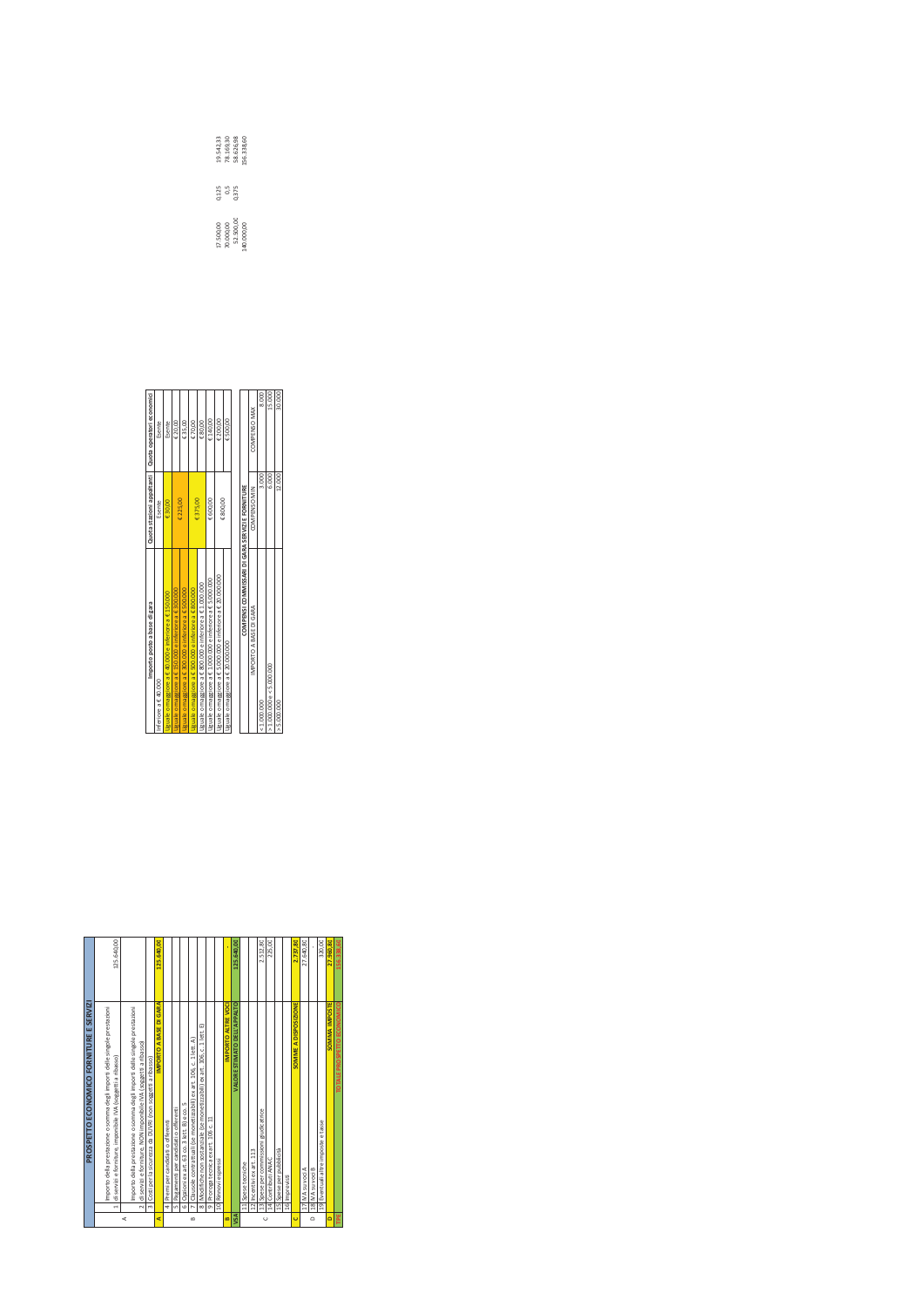## PROSPETTO ECONOMICO FORNITURE E SERVIZI

| | | | |
|---|---|---|---|
| A | 1 | Importo della prestazione o somma degli importi delle singole prestazioni di servizi e forniture, imponibile IVA (soggetti a ribasso) | 125.640,00 |
| | 2 | Importo della prestazione o somma degli importi delle singole prestazioni di servizi e forniture, NON imponibile IVA (soggetti a ribasso) | |
| | 3 | Costi per la sicurezza da DUVRI (non soggetti a ribasso) | |
| **A** | | **IMPORTO A BASE DI GARA** | **125.640,00** |
| B | 4 | Premi per candidati o offerenti | |
| | 5 | Pagamenti per candidati o offerenti | |
| | 6 | Opzioni ex art. 63 co. 5 lett. B) e co. 5 | |
| | 7 | Clausole contrattuali (se monetizzabili) ex art. 106, c. 1 lett. A) | |
| | 8 | Modifiche non sostanziali (se monetizzabili) ex art. 106 c. 1 lett. E) | |
| | 9 | Proroga tecnica ex art. 106 c. 11 | |
| | 10 | Rinnovi espressi | |
| **B** | | **IMPORTO ALTRE VOCI** | - |
| **VSA** | | **VALORE STIMATO DELL'APPALTO** | **125.640,00** |
| C | 11 | Spese tecniche | |
| | 12 | Incentivi ex art. 113 | |
| | 13 | Spese per commissioni giudicatrice | 2.512,80 |
| | 14 | Contributi ANAC | 225,00 |
| | 15 | Spese per pubblicità | |
| | 16 | Imprevisti | |
| **C** | | **SOMME A DISPOSIZIONE** | **2.737,80** |
| D | 17 | IVA su voci A | 27.640,80 |
| | 18 | IVA su voci B | - |
| | 19 | Eventuali altre imposte e tasse | 320,00 |
| **D** | | **SOMMA IMPOSTE** | **27.960,80** |
| **TPE** | | **TOTALE PROSPETTO ECONOMICO** | **156.338,60** |

| Importo posto a base di gara | Quota stazioni appaltanti | Quota operatori economici |
|---|---|---|
| Inferiore a € 40.000 | Esente | Esente |
| Uguale o maggiore a € 40.000 e inferiore a € 150.000 | € 30,00 | Esente |
| Uguale o maggiore a € 150.000 e inferiore a € 300.000 | € 225,00 | € 20,00 |
| Uguale o maggiore a € 300.000 e inferiore a € 500.000 | | € 35,00 |
| Uguale o maggiore a € 500.000 e inferiore a € 800.000 | € 375,00 | € 70,00 |
| Uguale o maggiore a € 800.000 e inferiore a € 1.000.000 | | € 80,00 |
| Uguale o maggiore a € 1.000.000 e inferiore a € 5.000.000 | € 600,00 | € 140,00 |
| Uguale o maggiore a € 5.000.000 e inferiore a € 20.000.000 | € 800,00 | € 200,00 |
| Uguale o maggiore a € 20.000.000 | | € 500,00 |

**COMPENSI COMMISSARI DI GARA SERVIZI E FORNITURE**

| IMPORTO A BASE DI GARA | COMPENSO MIN | COMPENSO MAX |
|---|---|---|
| < 1.000.000 | 3.000 | 8.000 |
| > 1.000.000 e < 5.000.000 | 6.000 | 15.000 |
| > 5.000.000 | 12.000 | 30.000 |

| | | |
|---|---|---|
| 17.500,00 | 0,125 | 19.542,33 |
| 70.000,00 | 0,5 | 78.169,30 |
| 52.500,00 | 0,375 | 58.626,98 |
| 140.000,00 | | 156.338,60 |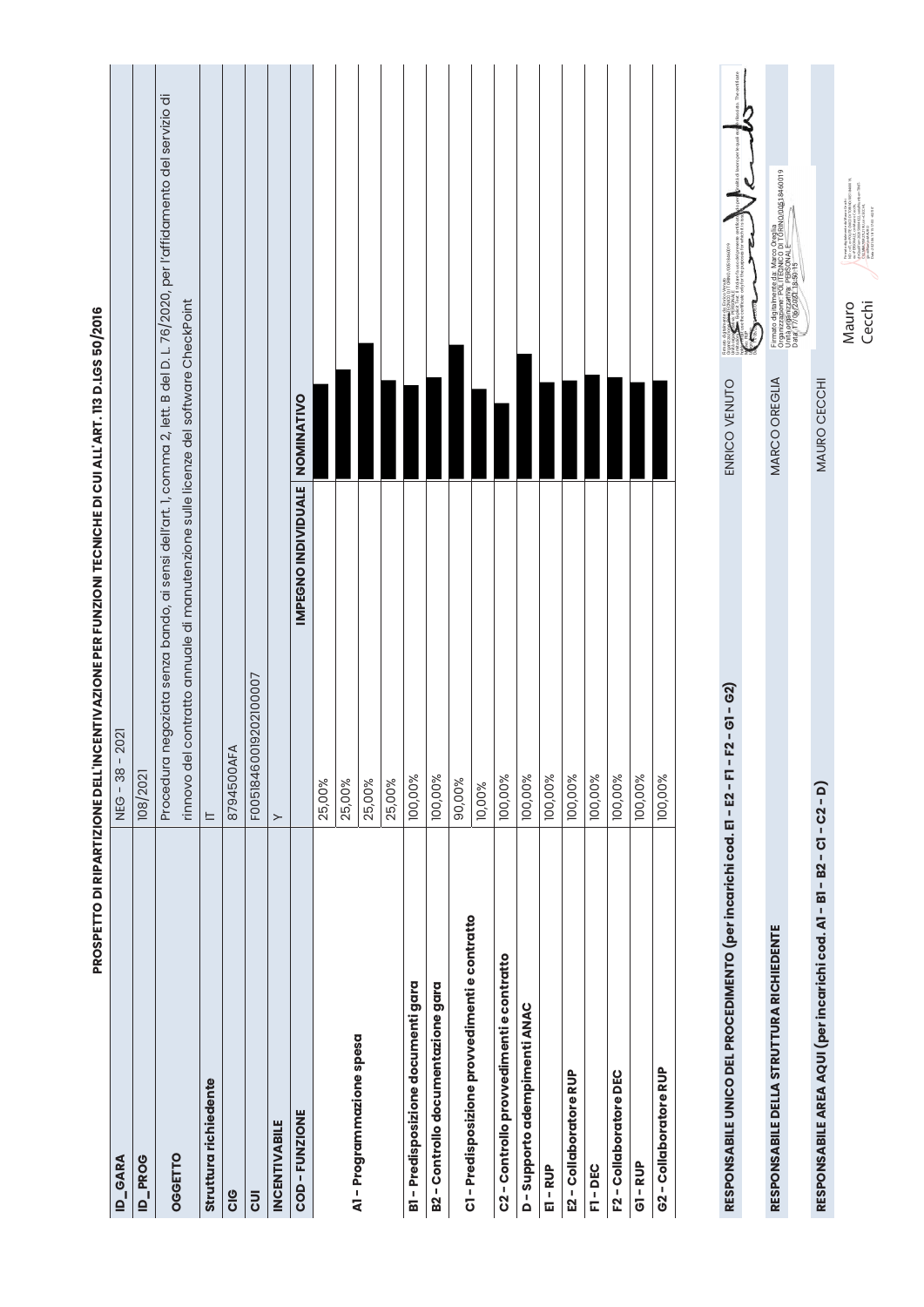# PROSPETTO DI RIPARTIZIONE DELL'INCENTIVAZIONE PER FUNZIONI TECNICHE DI CUI ALL'ART. 113 D.LGS 50/2016

| | | |
|---|---|---|
| **ID_GARA** | NEG – 38 – 2021 | |
| **ID_PROG** | 108/2021 | |
| **OGGETTO** | Procedura negoziata senza bando, ai sensi dell'art. 1, comma 2, lett. B del D. L. 76/2020, per l'affidamento del servizio di rinnovo del contratto annuale di manutenzione sulle licenze del software CheckPoint | |
| **Struttura richiedente** | IT | |
| **CIG** | 8794500AFA | |
| **CUI** | F00518460019202100007 | |
| **INCENTIVABILE** | Y | |
| **COD - FUNZIONE** | **IMPEGNO INDIVIDUALE** | **NOMINATIVO** |
| **A1 - Programmazione spesa** | 25,00% | |
| | 25,00% | |
| | 25,00% | |
| | 25,00% | |
| **B1 - Predisposizione documenti gara** | 100,00% | |
| **B2 - Controllo documentazione gara** | 100,00% | |
| **C1 - Predisposizione provvedimenti e contratto** | 90,00% | |
| | 10,00% | |
| **C2 - Controllo provvedimenti e contratto** | 100,00% | |
| **D - Supporto adempimenti ANAC** | 100,00% | |
| **E1 - RUP** | 100,00% | |
| **E2 - Collaboratore RUP** | 100,00% | |
| **F1 - DEC** | 100,00% | |
| **F2 - Collaboratore DEC** | 100,00% | |
| **G1 - RUP** | 100,00% | |
| **G2 - Collaboratore RUP** | 100,00% | |

| | |
|---|---|
| **RESPONSABILE UNICO DEL PROCEDIMENTO (per incarichi cod. E1 - E2 - F1 - F2 - G1 - G2)** | ENRICO VENUTO |
| **RESPONSABILE DELLA STRUTTURA RICHIEDENTE** | MARCO OREGLIA |
| **RESPONSABILE AREA AQUI (per incarichi cod. A1 - B1 - B2 - C1 - C2 - D)** | MAURO CECCHI |

Firmato digitalmente da: Marco Oreglia
Organizzazione: POLITECNICO DI TORINO/00518460019
Unità organizzativa: PERSONALE
Data: 17/06/2021 18:50:15

Mauro Cecchi